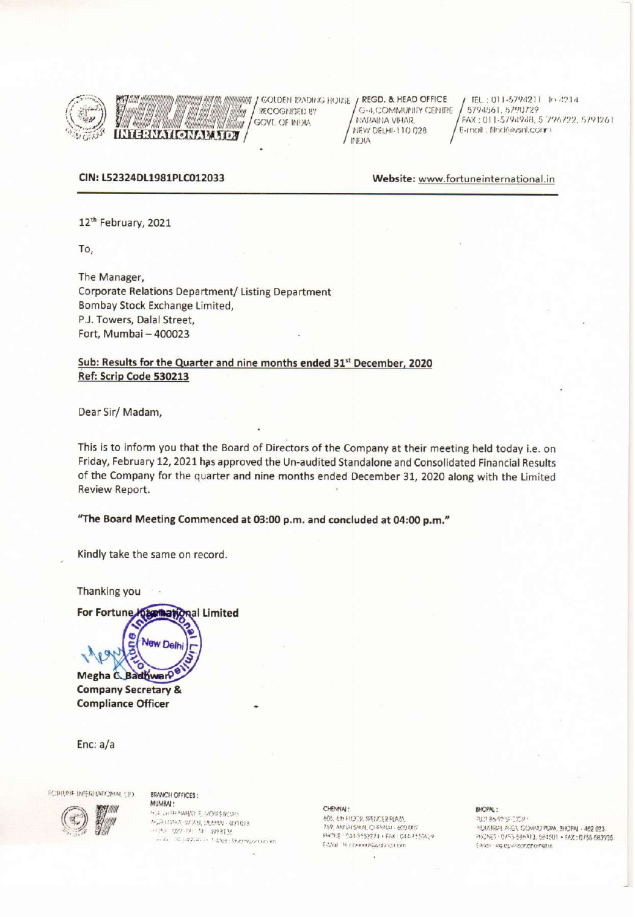GOLDEN TRADING HOUSE RECOGNISED BY GOVT. OF INDIA

**REGD. & HEAD OFFICE**
G-4, COMMUNITY CENTRE
NARAINA VIHAR,
NEW DELHI-110 028
INDIA

TEL.: 011-5794211 to 4214
5794561, 5790729
FAX: 011-5794948, 5796722, 5791261
E-mail: fitnd@vsnl.com

**CIN: L52324DL1981PLC012033** **Website:** www.fortuneinternational.in

12th February, 2021

To,

The Manager,
Corporate Relations Department/ Listing Department
Bombay Stock Exchange Limited,
P.J. Towers, Dalal Street,
Fort, Mumbai – 400023

**Sub: Results for the Quarter and nine months ended 31st December, 2020**
**Ref: Scrip Code 530213**

Dear Sir/ Madam,

This is to inform you that the Board of Directors of the Company at their meeting held today i.e. on Friday, February 12, 2021 has approved the Un-audited Standalone and Consolidated Financial Results of the Company for the quarter and nine months ended December 31, 2020 along with the Limited Review Report.

**"The Board Meeting Commenced at 03:00 p.m. and concluded at 04:00 p.m."**

Kindly take the same on record.

Thanking you

**For Fortune International Limited**

**Megha C. Badhwar**
**Company Secretary &**
**Compliance Officer**

Enc: a/a

FORTUNE INTERNATIONAL LTD.

BRANCH OFFICES:
MUMBAI:

CHENNAI:

BHOPAL: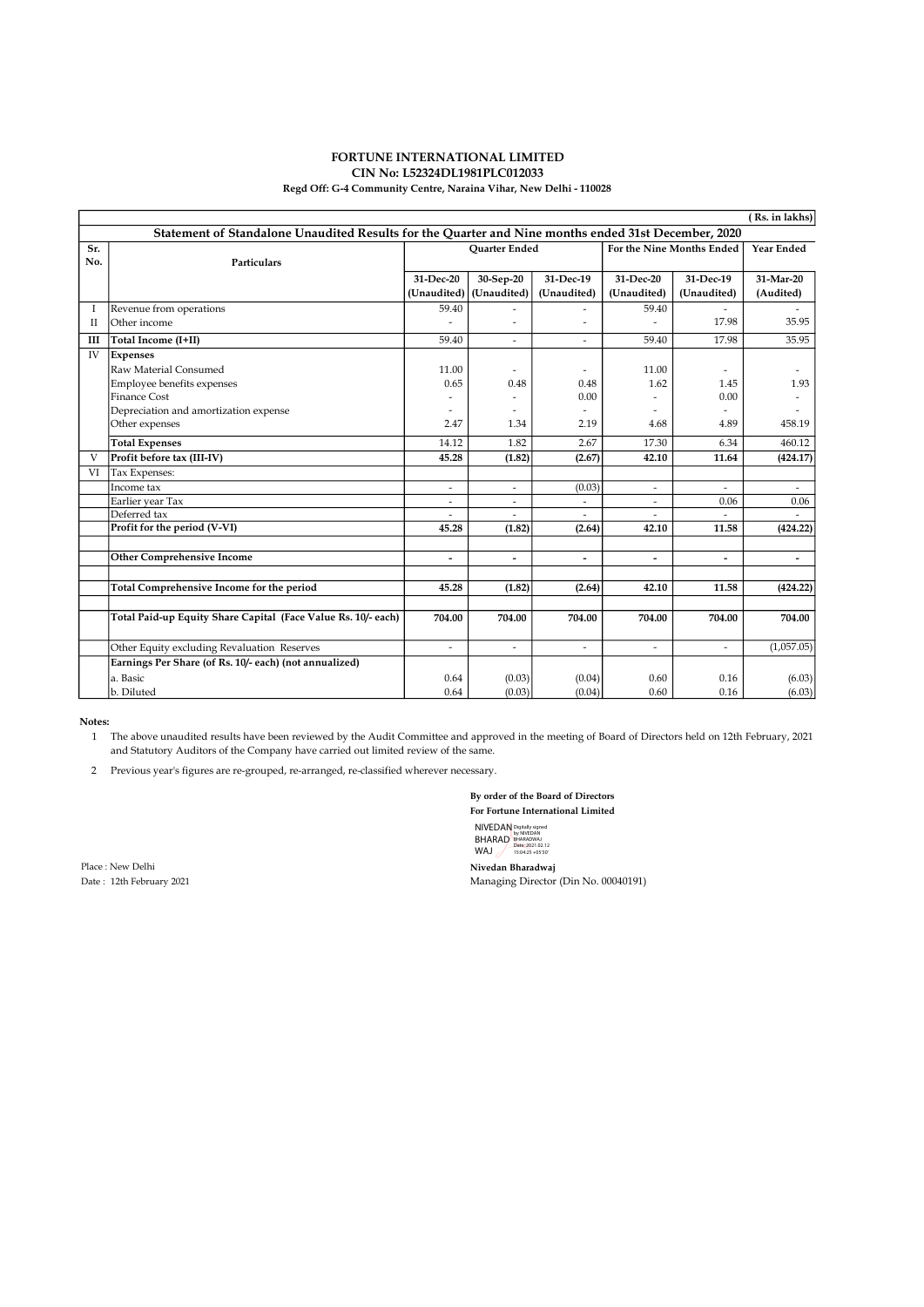**FORTUNE INTERNATIONAL LIMITED**
**CIN No: L52324DL1981PLC012033**
**Regd Off: G-4 Community Centre, Naraina Vihar, New Delhi - 110028**

( Rs. in lakhs)

**Statement of Standalone Unaudited Results for the Quarter and Nine months ended 31st December, 2020**

| Sr. No. | Particulars | Quarter Ended | | | For the Nine Months Ended | | Year Ended |
|---|---|---|---|---|---|---|---|
| | | 31-Dec-20 (Unaudited) | 30-Sep-20 (Unaudited) | 31-Dec-19 (Unaudited) | 31-Dec-20 (Unaudited) | 31-Dec-19 (Unaudited) | 31-Mar-20 (Audited) |
| I | Revenue from operations | 59.40 | - | - | 59.40 | - | - |
| II | Other income | - | - | - | - | 17.98 | 35.95 |
| **III** | **Total Income (I+II)** | 59.40 | - | - | 59.40 | 17.98 | 35.95 |
| IV | **Expenses** | | | | | | |
| | Raw Material Consumed | 11.00 | - | - | 11.00 | - | - |
| | Employee benefits expenses | 0.65 | 0.48 | 0.48 | 1.62 | 1.45 | 1.93 |
| | Finance Cost | - | - | 0.00 | - | 0.00 | - |
| | Depreciation and amortization expense | - | - | - | - | - | - |
| | Other expenses | 2.47 | 1.34 | 2.19 | 4.68 | 4.89 | 458.19 |
| | **Total Expenses** | 14.12 | 1.82 | 2.67 | 17.30 | 6.34 | 460.12 |
| V | **Profit before tax (III-IV)** | **45.28** | **(1.82)** | **(2.67)** | **42.10** | **11.64** | **(424.17)** |
| VI | Tax Expenses: | | | | | | |
| | Income tax | - | - | (0.03) | - | - | - |
| | Earlier year Tax | - | - | - | - | 0.06 | 0.06 |
| | Deferred tax | - | - | - | - | - | - |
| | **Profit for the period (V-VI)** | **45.28** | **(1.82)** | **(2.64)** | **42.10** | **11.58** | **(424.22)** |
| | **Other Comprehensive Income** | **-** | **-** | **-** | **-** | **-** | **-** |
| | **Total Comprehensive Income for the period** | **45.28** | **(1.82)** | **(2.64)** | **42.10** | **11.58** | **(424.22)** |
| | **Total Paid-up Equity Share Capital (Face Value Rs. 10/- each)** | **704.00** | **704.00** | **704.00** | **704.00** | **704.00** | **704.00** |
| | Other Equity excluding Revaluation Reserves | - | - | - | - | - | (1,057.05) |
| | **Earnings Per Share (of Rs. 10/- each) (not annualized)** | | | | | | |
| | a. Basic | 0.64 | (0.03) | (0.04) | 0.60 | 0.16 | (6.03) |
| | b. Diluted | 0.64 | (0.03) | (0.04) | 0.60 | 0.16 | (6.03) |

**Notes:**

1. The above unaudited results have been reviewed by the Audit Committee and approved in the meeting of Board of Directors held on 12th February, 2021 and Statutory Auditors of the Company have carried out limited review of the same.
2. Previous year's figures are re-grouped, re-arranged, re-classified wherever necessary.

**By order of the Board of Directors**
**For Fortune International Limited**

NIVEDAN BHARADWAJ Digitally signed by NIVEDAN BHARADWAJ Date: 2021.02.12 15:04:25 +05'30'

Place : New Delhi
Date : 12th February 2021

**Nivedan Bharadwaj**
Managing Director (Din No. 00040191)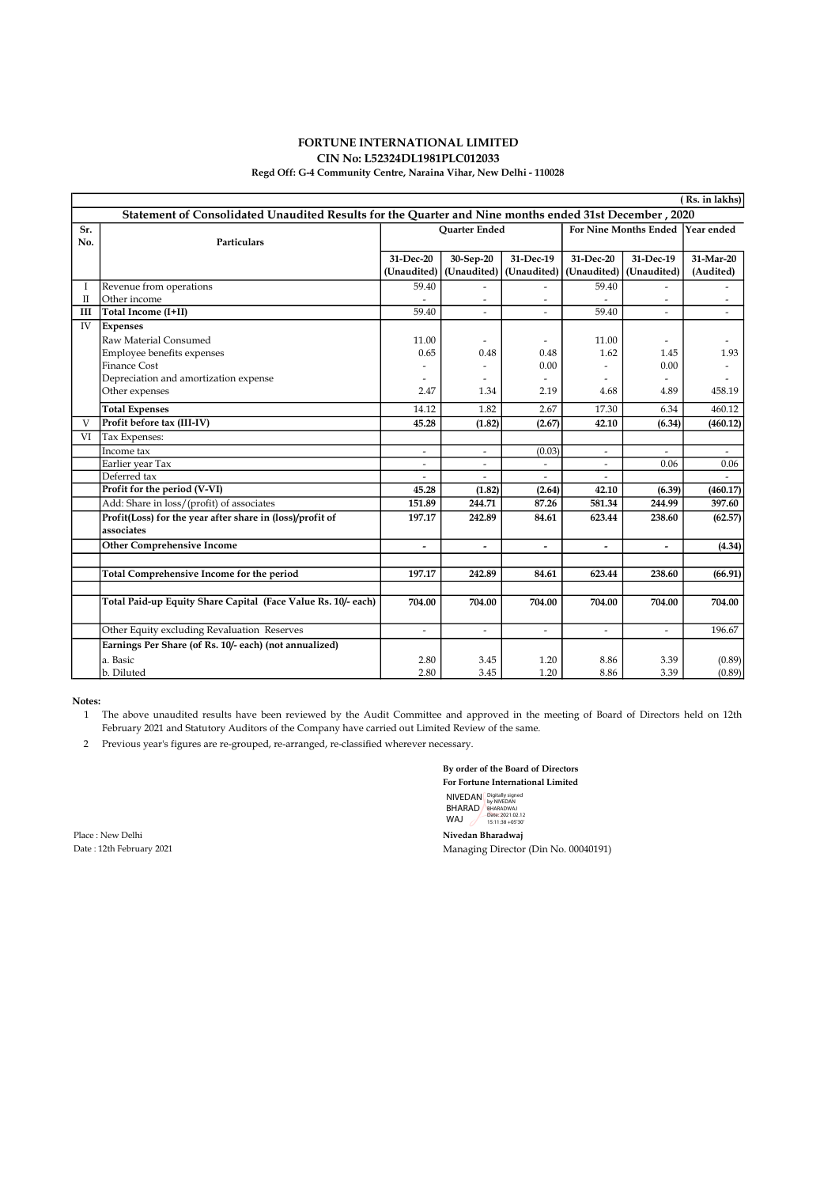**FORTUNE INTERNATIONAL LIMITED**
**CIN No: L52324DL1981PLC012033**
**Regd Off: G-4 Community Centre, Naraina Vihar, New Delhi - 110028**

( Rs. in lakhs)

**Statement of Consolidated Unaudited Results for the Quarter and Nine months ended 31st December , 2020**

| Sr. No. | Particulars | Quarter Ended | | | For Nine Months Ended | | Year ended |
|---|---|---|---|---|---|---|---|
| | | 31-Dec-20 (Unaudited) | 30-Sep-20 (Unaudited) | 31-Dec-19 (Unaudited) | 31-Dec-20 (Unaudited) | 31-Dec-19 (Unaudited) | 31-Mar-20 (Audited) |
| I | Revenue from operations | 59.40 | - | - | 59.40 | - | - |
| II | Other income | - | - | - | - | - | - |
| **III** | **Total Income (I+II)** | 59.40 | - | - | 59.40 | - | - |
| IV | **Expenses** | | | | | | |
| | Raw Material Consumed | 11.00 | - | - | 11.00 | - | - |
| | Employee benefits expenses | 0.65 | 0.48 | 0.48 | 1.62 | 1.45 | 1.93 |
| | Finance Cost | - | - | 0.00 | - | 0.00 | - |
| | Depreciation and amortization expense | - | - | - | - | - | - |
| | Other expenses | 2.47 | 1.34 | 2.19 | 4.68 | 4.89 | 458.19 |
| | **Total Expenses** | 14.12 | 1.82 | 2.67 | 17.30 | 6.34 | 460.12 |
| V | **Profit before tax (III-IV)** | **45.28** | **(1.82)** | **(2.67)** | **42.10** | **(6.34)** | **(460.12)** |
| VI | Tax Expenses: | | | | | | |
| | Income tax | - | - | (0.03) | - | - | - |
| | Earlier year Tax | - | - | - | - | 0.06 | 0.06 |
| | Deferred tax | - | - | - | - | | - |
| | **Profit for the period (V-VI)** | **45.28** | **(1.82)** | **(2.64)** | **42.10** | **(6.39)** | **(460.17)** |
| | Add: Share in loss/(profit) of associates | 151.89 | 244.71 | 87.26 | 581.34 | 244.99 | 397.60 |
| | **Profit(Loss) for the year after share in (loss)/profit of associates** | **197.17** | **242.89** | **84.61** | **623.44** | **238.60** | **(62.57)** |
| | **Other Comprehensive Income** | **-** | **-** | **-** | **-** | **-** | **(4.34)** |
| | | | | | | | |
| | **Total Comprehensive Income for the period** | **197.17** | **242.89** | **84.61** | **623.44** | **238.60** | **(66.91)** |
| | | | | | | | |
| | **Total Paid-up Equity Share Capital (Face Value Rs. 10/- each)** | **704.00** | **704.00** | **704.00** | **704.00** | **704.00** | **704.00** |
| | Other Equity excluding Revaluation Reserves | - | - | - | - | - | 196.67 |
| | **Earnings Per Share (of Rs. 10/- each) (not annualized)** | | | | | | |
| | a. Basic | 2.80 | 3.45 | 1.20 | 8.86 | 3.39 | (0.89) |
| | b. Diluted | 2.80 | 3.45 | 1.20 | 8.86 | 3.39 | (0.89) |

**Notes:**

1. The above unaudited results have been reviewed by the Audit Committee and approved in the meeting of Board of Directors held on 12th February 2021 and Statutory Auditors of the Company have carried out Limited Review of the same.
2. Previous year's figures are re-grouped, re-arranged, re-classified wherever necessary.

**By order of the Board of Directors**
**For Fortune International Limited**

NIVEDAN BHARADWAJ — Digitally signed by NIVEDAN BHARADWAJ Date: 2021.02.12 15:11:38 +05'30'

Place : New Delhi
Date : 12th February 2021

**Nivedan Bharadwaj**
Managing Director (Din No. 00040191)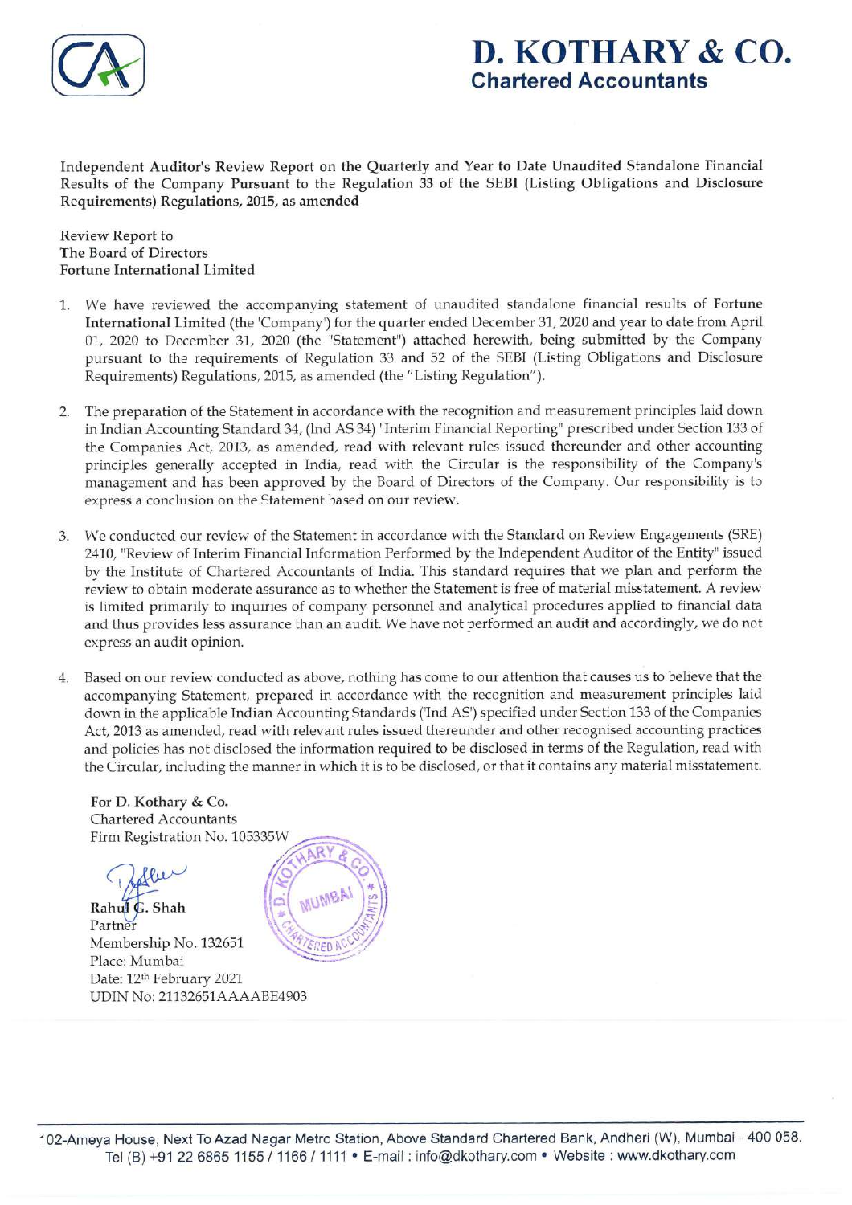# D. KOTHARY & CO.
**Chartered Accountants**

**Independent Auditor's Review Report on the Quarterly and Year to Date Unaudited Standalone Financial Results of the Company Pursuant to the Regulation 33 of the SEBI (Listing Obligations and Disclosure Requirements) Regulations, 2015, as amended**

Review Report to
The Board of Directors
Fortune International Limited

1. We have reviewed the accompanying statement of unaudited standalone financial results of **Fortune International Limited** (the 'Company') for the quarter ended December 31, 2020 and year to date from April 01, 2020 to December 31, 2020 (the "Statement") attached herewith, being submitted by the Company pursuant to the requirements of Regulation 33 and 52 of the SEBI (Listing Obligations and Disclosure Requirements) Regulations, 2015, as amended (the "Listing Regulation").

2. The preparation of the Statement in accordance with the recognition and measurement principles laid down in Indian Accounting Standard 34, (Ind AS 34) "Interim Financial Reporting" prescribed under Section 133 of the Companies Act, 2013, as amended, read with relevant rules issued thereunder and other accounting principles generally accepted in India, read with the Circular is the responsibility of the Company's management and has been approved by the Board of Directors of the Company. Our responsibility is to express a conclusion on the Statement based on our review.

3. We conducted our review of the Statement in accordance with the Standard on Review Engagements (SRE) 2410, "Review of Interim Financial Information Performed by the Independent Auditor of the Entity" issued by the Institute of Chartered Accountants of India. This standard requires that we plan and perform the review to obtain moderate assurance as to whether the Statement is free of material misstatement. A review is limited primarily to inquiries of company personnel and analytical procedures applied to financial data and thus provides less assurance than an audit. We have not performed an audit and accordingly, we do not express an audit opinion.

4. Based on our review conducted as above, nothing has come to our attention that causes us to believe that the accompanying Statement, prepared in accordance with the recognition and measurement principles laid down in the applicable Indian Accounting Standards ('Ind AS') specified under Section 133 of the Companies Act, 2013 as amended, read with relevant rules issued thereunder and other recognised accounting practices and policies has not disclosed the information required to be disclosed in terms of the Regulation, read with the Circular, including the manner in which it is to be disclosed, or that it contains any material misstatement.

**For D. Kothary & Co.**
Chartered Accountants
Firm Registration No. 105335W

**Rahul G. Shah**
Partner
Membership No. 132651
Place: Mumbai
Date: 12th February 2021
UDIN No: 21132651AAAABE4903

102-Ameya House, Next To Azad Nagar Metro Station, Above Standard Chartered Bank, Andheri (W), Mumbai - 400 058.
Tel (B) +91 22 6865 1155 / 1166 / 1111 • E-mail : info@dkothary.com • Website : www.dkothary.com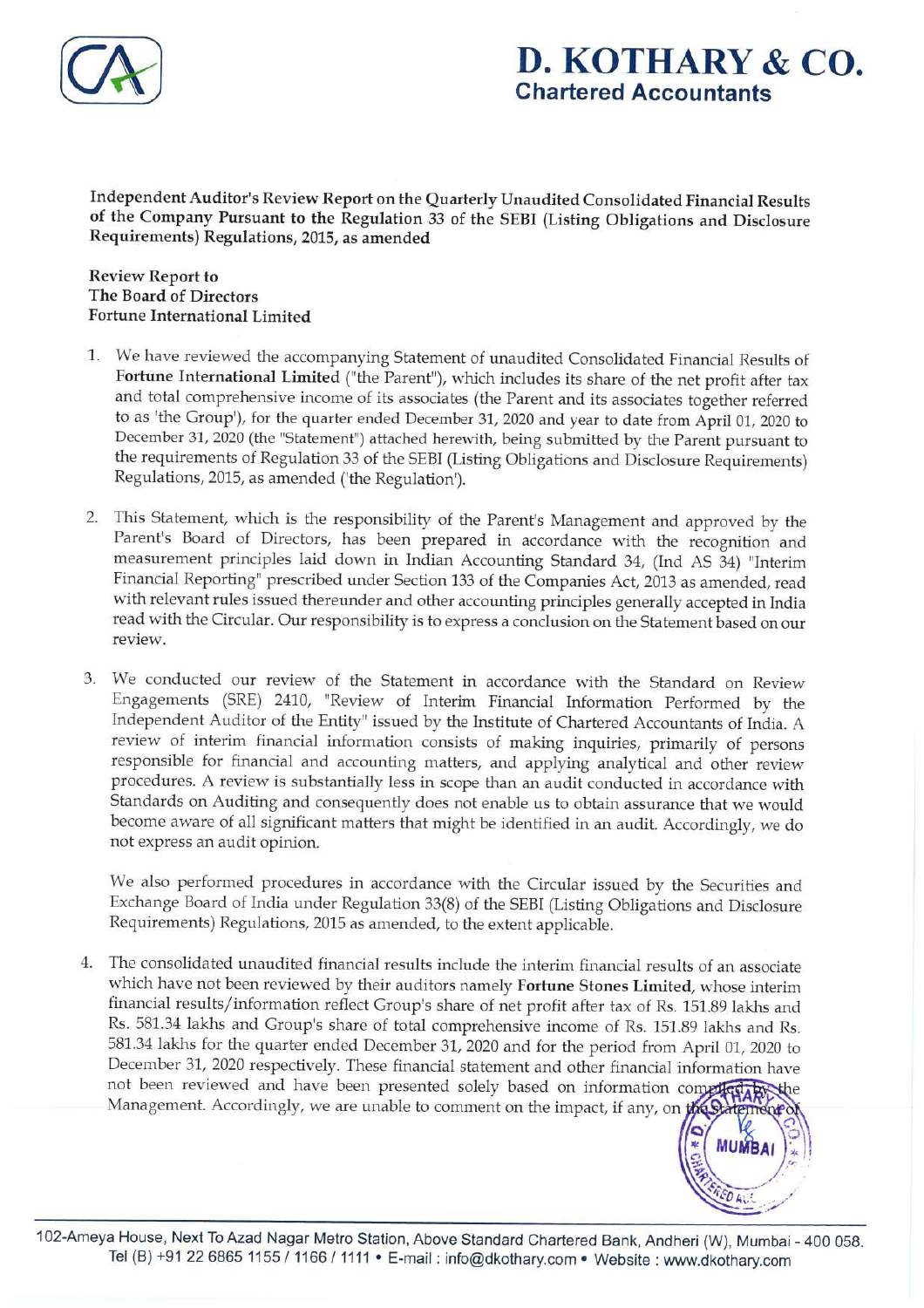# D. KOTHARY & CO.
**Chartered Accountants**

**Independent Auditor's Review Report on the Quarterly Unaudited Consolidated Financial Results of the Company Pursuant to the Regulation 33 of the SEBI (Listing Obligations and Disclosure Requirements) Regulations, 2015, as amended**

**Review Report to**
**The Board of Directors**
**Fortune International Limited**

1. We have reviewed the accompanying Statement of unaudited Consolidated Financial Results of **Fortune International Limited** ("the Parent"), which includes its share of the net profit after tax and total comprehensive income of its associates (the Parent and its associates together referred to as 'the Group'), for the quarter ended December 31, 2020 and year to date from April 01, 2020 to December 31, 2020 (the "Statement") attached herewith, being submitted by the Parent pursuant to the requirements of Regulation 33 of the SEBI (Listing Obligations and Disclosure Requirements) Regulations, 2015, as amended ('the Regulation').

2. This Statement, which is the responsibility of the Parent's Management and approved by the Parent's Board of Directors, has been prepared in accordance with the recognition and measurement principles laid down in Indian Accounting Standard 34, (Ind AS 34) "Interim Financial Reporting" prescribed under Section 133 of the Companies Act, 2013 as amended, read with relevant rules issued thereunder and other accounting principles generally accepted in India read with the Circular. Our responsibility is to express a conclusion on the Statement based on our review.

3. We conducted our review of the Statement in accordance with the Standard on Review Engagements (SRE) 2410, "Review of Interim Financial Information Performed by the Independent Auditor of the Entity" issued by the Institute of Chartered Accountants of India. A review of interim financial information consists of making inquiries, primarily of persons responsible for financial and accounting matters, and applying analytical and other review procedures. A review is substantially less in scope than an audit conducted in accordance with Standards on Auditing and consequently does not enable us to obtain assurance that we would become aware of all significant matters that might be identified in an audit. Accordingly, we do not express an audit opinion.

   We also performed procedures in accordance with the Circular issued by the Securities and Exchange Board of India under Regulation 33(8) of the SEBI (Listing Obligations and Disclosure Requirements) Regulations, 2015 as amended, to the extent applicable.

4. The consolidated unaudited financial results include the interim financial results of an associate which have not been reviewed by their auditors namely **Fortune Stones Limited**, whose interim financial results/information reflect Group's share of net profit after tax of Rs. 151.89 lakhs and Rs. 581.34 lakhs and Group's share of total comprehensive income of Rs. 151.89 lakhs and Rs. 581.34 lakhs for the quarter ended December 31, 2020 and for the period from April 01, 2020 to December 31, 2020 respectively. These financial statement and other financial information have not been reviewed and have been presented solely based on information compiled by the Management. Accordingly, we are unable to comment on the impact, if any, on the Statement of

102-Ameya House, Next To Azad Nagar Metro Station, Above Standard Chartered Bank, Andheri (W), Mumbai - 400 058.
Tel (B) +91 22 6865 1155 / 1166 / 1111 • E-mail : info@dkothary.com • Website : www.dkothary.com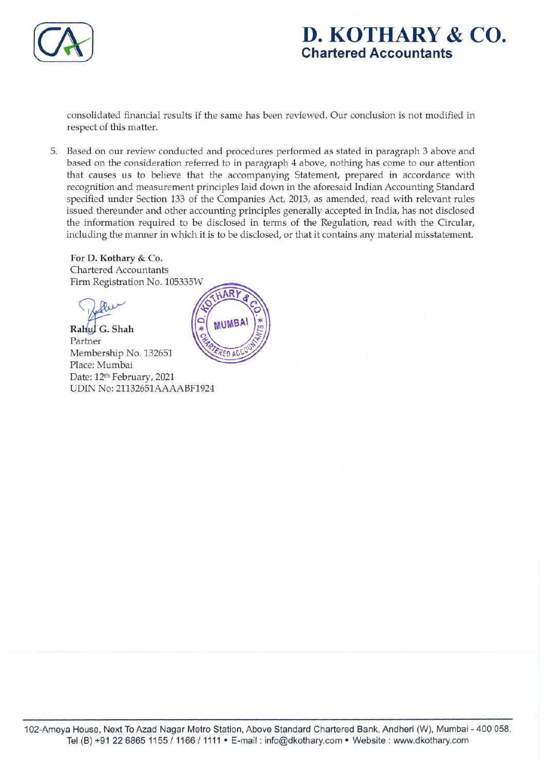consolidated financial results if the same has been reviewed. Our conclusion is not modified in respect of this matter.

5. Based on our review conducted and procedures performed as stated in paragraph 3 above and based on the consideration referred to in paragraph 4 above, nothing has come to our attention that causes us to believe that the accompanying Statement, prepared in accordance with recognition and measurement principles laid down in the aforesaid Indian Accounting Standard specified under Section 133 of the Companies Act, 2013, as amended, read with relevant rules issued thereunder and other accounting principles generally accepted in India, has not disclosed the information required to be disclosed in terms of the Regulation, read with the Circular, including the manner in which it is to be disclosed, or that it contains any material misstatement.

**For D. Kothary & Co.**
Chartered Accountants
Firm Registration No. 105335W

**Rahul G. Shah**
Partner
Membership No. 132651
Place: Mumbai
Date: 12th February, 2021
UDIN No: 21132651AAAABF1924